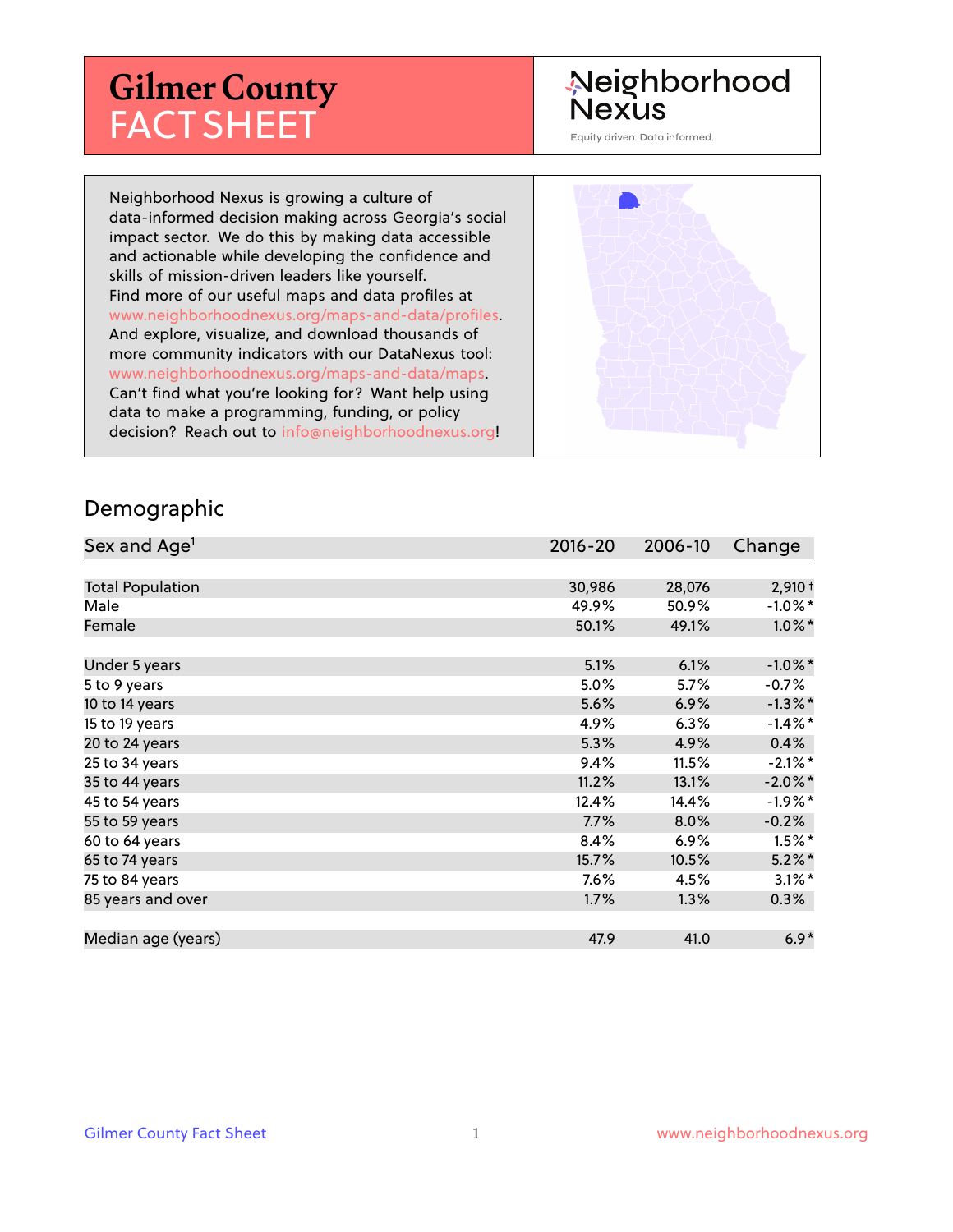# Gilmer County FACT SHEET

Neighborhood Nexus

Equity driven. Data informed.

Neighborhood Nexus is growing a culture of data-informed decision making across Georgia's social impact sector. We do this by making data accessible and actionable while developing the confidence and skills of mission-driven leaders like yourself. Find more of our useful maps and data profiles at www.neighborhoodnexus.org/maps-and-data/profiles. And explore, visualize, and download thousands of more community indicators with our DataNexus tool: www.neighborhoodnexus.org/maps-and-data/maps. Can't find what you're looking for? Want help using data to make a programming, funding, or policy decision? Reach out to info@neighborhoodnexus.org!

## Demographic

| Sex and Age[1] | 2016-20 | 2006-10 | Change |
|---|---|---|---|
| Total Population | 30,986 | 28,076 | 2,910 † |
| Male | 49.9% | 50.9% | -1.0% * |
| Female | 50.1% | 49.1% | 1.0% * |
| | | | |
| Under 5 years | 5.1% | 6.1% | -1.0% * |
| 5 to 9 years | 5.0% | 5.7% | -0.7% |
| 10 to 14 years | 5.6% | 6.9% | -1.3% * |
| 15 to 19 years | 4.9% | 6.3% | -1.4% * |
| 20 to 24 years | 5.3% | 4.9% | 0.4% |
| 25 to 34 years | 9.4% | 11.5% | -2.1% * |
| 35 to 44 years | 11.2% | 13.1% | -2.0% * |
| 45 to 54 years | 12.4% | 14.4% | -1.9% * |
| 55 to 59 years | 7.7% | 8.0% | -0.2% |
| 60 to 64 years | 8.4% | 6.9% | 1.5% * |
| 65 to 74 years | 15.7% | 10.5% | 5.2% * |
| 75 to 84 years | 7.6% | 4.5% | 3.1% * |
| 85 years and over | 1.7% | 1.3% | 0.3% |
| | | | |
| Median age (years) | 47.9 | 41.0 | 6.9 * |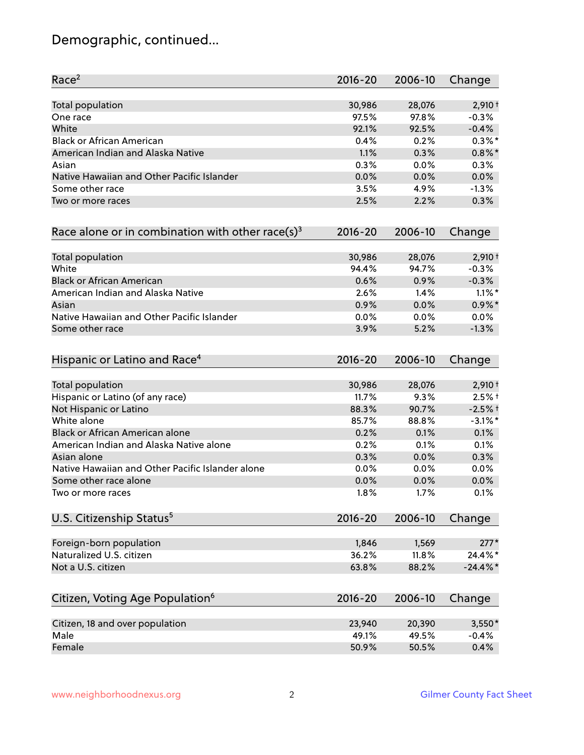# Demographic, continued...

| Race[2] | 2016-20 | 2006-10 | Change |
|---|---|---|---|
| Total population | 30,986 | 28,076 | 2,910† |
| One race | 97.5% | 97.8% | -0.3% |
| White | 92.1% | 92.5% | -0.4% |
| Black or African American | 0.4% | 0.2% | 0.3%* |
| American Indian and Alaska Native | 1.1% | 0.3% | 0.8%* |
| Asian | 0.3% | 0.0% | 0.3% |
| Native Hawaiian and Other Pacific Islander | 0.0% | 0.0% | 0.0% |
| Some other race | 3.5% | 4.9% | -1.3% |
| Two or more races | 2.5% | 2.2% | 0.3% |

| Race alone or in combination with other race(s)[3] | 2016-20 | 2006-10 | Change |
|---|---|---|---|
| Total population | 30,986 | 28,076 | 2,910† |
| White | 94.4% | 94.7% | -0.3% |
| Black or African American | 0.6% | 0.9% | -0.3% |
| American Indian and Alaska Native | 2.6% | 1.4% | 1.1%* |
| Asian | 0.9% | 0.0% | 0.9%* |
| Native Hawaiian and Other Pacific Islander | 0.0% | 0.0% | 0.0% |
| Some other race | 3.9% | 5.2% | -1.3% |

| Hispanic or Latino and Race[4] | 2016-20 | 2006-10 | Change |
|---|---|---|---|
| Total population | 30,986 | 28,076 | 2,910† |
| Hispanic or Latino (of any race) | 11.7% | 9.3% | 2.5%† |
| Not Hispanic or Latino | 88.3% | 90.7% | -2.5%† |
| White alone | 85.7% | 88.8% | -3.1%* |
| Black or African American alone | 0.2% | 0.1% | 0.1% |
| American Indian and Alaska Native alone | 0.2% | 0.1% | 0.1% |
| Asian alone | 0.3% | 0.0% | 0.3% |
| Native Hawaiian and Other Pacific Islander alone | 0.0% | 0.0% | 0.0% |
| Some other race alone | 0.0% | 0.0% | 0.0% |
| Two or more races | 1.8% | 1.7% | 0.1% |

| U.S. Citizenship Status[5] | 2016-20 | 2006-10 | Change |
|---|---|---|---|
| Foreign-born population | 1,846 | 1,569 | 277* |
| Naturalized U.S. citizen | 36.2% | 11.8% | 24.4%* |
| Not a U.S. citizen | 63.8% | 88.2% | -24.4%* |

| Citizen, Voting Age Population[6] | 2016-20 | 2006-10 | Change |
|---|---|---|---|
| Citizen, 18 and over population | 23,940 | 20,390 | 3,550* |
| Male | 49.1% | 49.5% | -0.4% |
| Female | 50.9% | 50.5% | 0.4% |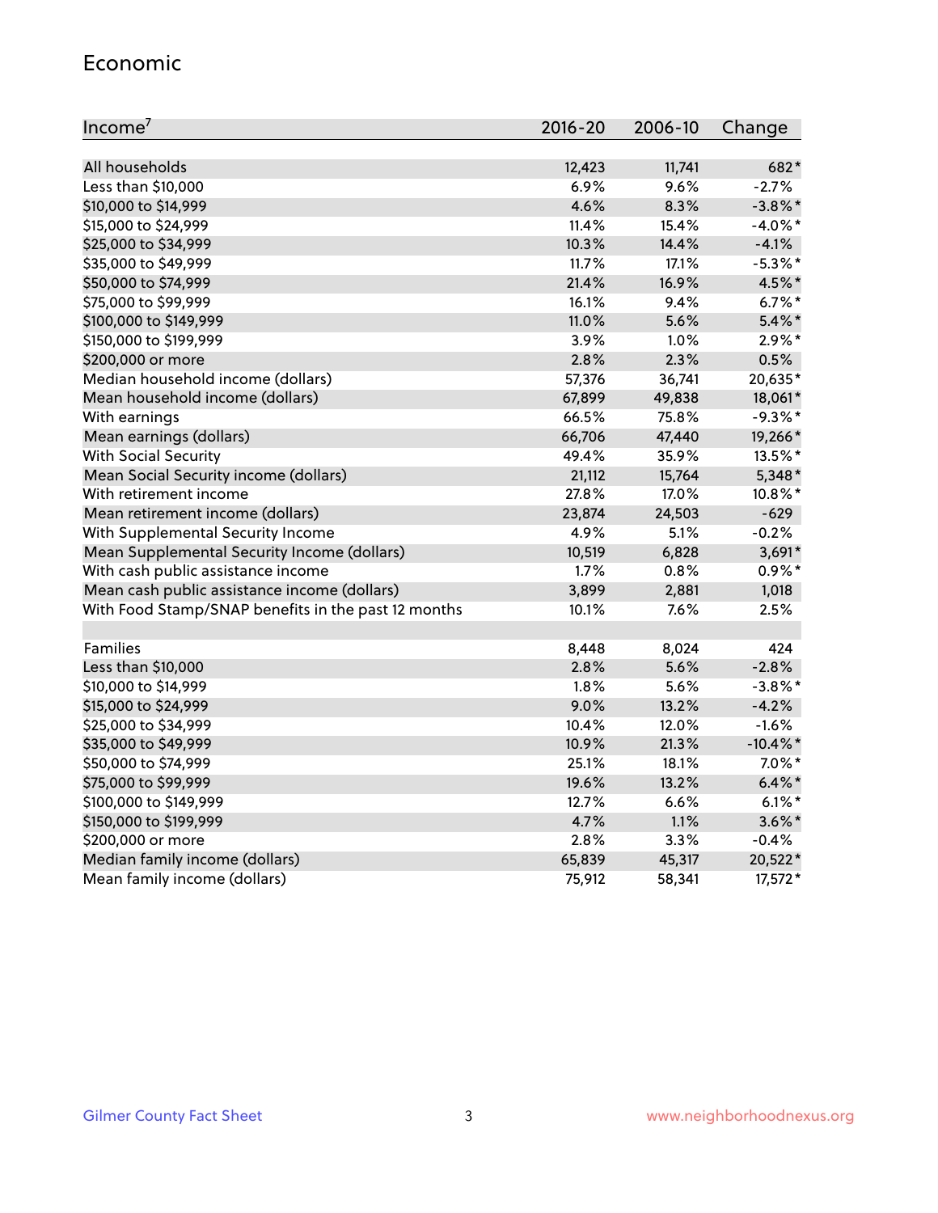## Economic

| Income[7] | 2016-20 | 2006-10 | Change |
|---|---|---|---|
| All households | 12,423 | 11,741 | 682* |
| Less than $10,000 | 6.9% | 9.6% | -2.7% |
| $10,000 to $14,999 | 4.6% | 8.3% | -3.8%* |
| $15,000 to $24,999 | 11.4% | 15.4% | -4.0%* |
| $25,000 to $34,999 | 10.3% | 14.4% | -4.1% |
| $35,000 to $49,999 | 11.7% | 17.1% | -5.3%* |
| $50,000 to $74,999 | 21.4% | 16.9% | 4.5%* |
| $75,000 to $99,999 | 16.1% | 9.4% | 6.7%* |
| $100,000 to $149,999 | 11.0% | 5.6% | 5.4%* |
| $150,000 to $199,999 | 3.9% | 1.0% | 2.9%* |
| $200,000 or more | 2.8% | 2.3% | 0.5% |
| Median household income (dollars) | 57,376 | 36,741 | 20,635* |
| Mean household income (dollars) | 67,899 | 49,838 | 18,061* |
| With earnings | 66.5% | 75.8% | -9.3%* |
| Mean earnings (dollars) | 66,706 | 47,440 | 19,266* |
| With Social Security | 49.4% | 35.9% | 13.5%* |
| Mean Social Security income (dollars) | 21,112 | 15,764 | 5,348* |
| With retirement income | 27.8% | 17.0% | 10.8%* |
| Mean retirement income (dollars) | 23,874 | 24,503 | -629 |
| With Supplemental Security Income | 4.9% | 5.1% | -0.2% |
| Mean Supplemental Security Income (dollars) | 10,519 | 6,828 | 3,691* |
| With cash public assistance income | 1.7% | 0.8% | 0.9%* |
| Mean cash public assistance income (dollars) | 3,899 | 2,881 | 1,018 |
| With Food Stamp/SNAP benefits in the past 12 months | 10.1% | 7.6% | 2.5% |
| | | | |
| Families | 8,448 | 8,024 | 424 |
| Less than $10,000 | 2.8% | 5.6% | -2.8% |
| $10,000 to $14,999 | 1.8% | 5.6% | -3.8%* |
| $15,000 to $24,999 | 9.0% | 13.2% | -4.2% |
| $25,000 to $34,999 | 10.4% | 12.0% | -1.6% |
| $35,000 to $49,999 | 10.9% | 21.3% | -10.4%* |
| $50,000 to $74,999 | 25.1% | 18.1% | 7.0%* |
| $75,000 to $99,999 | 19.6% | 13.2% | 6.4%* |
| $100,000 to $149,999 | 12.7% | 6.6% | 6.1%* |
| $150,000 to $199,999 | 4.7% | 1.1% | 3.6%* |
| $200,000 or more | 2.8% | 3.3% | -0.4% |
| Median family income (dollars) | 65,839 | 45,317 | 20,522* |
| Mean family income (dollars) | 75,912 | 58,341 | 17,572* |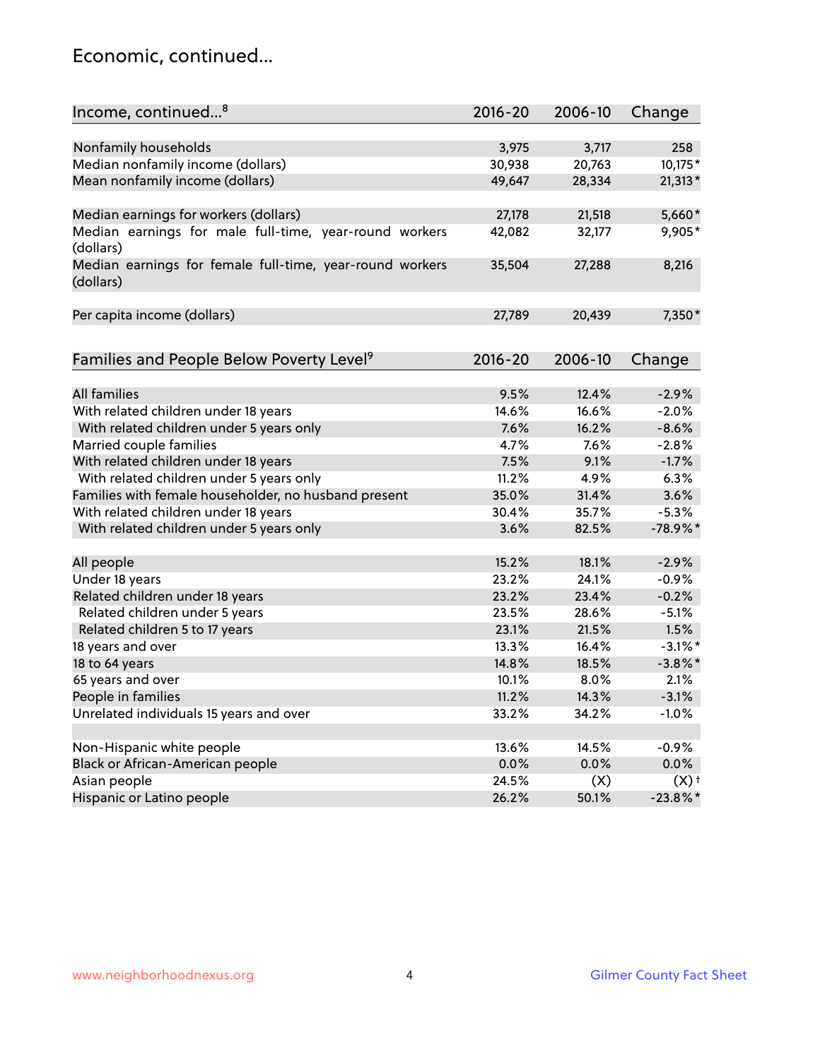## Economic, continued...

| Income, continued...[8] | 2016-20 | 2006-10 | Change |
|---|---|---|---|
| Nonfamily households | 3,975 | 3,717 | 258 |
| Median nonfamily income (dollars) | 30,938 | 20,763 | 10,175* |
| Mean nonfamily income (dollars) | 49,647 | 28,334 | 21,313* |
| Median earnings for workers (dollars) | 27,178 | 21,518 | 5,660* |
| Median earnings for male full-time, year-round workers (dollars) | 42,082 | 32,177 | 9,905* |
| Median earnings for female full-time, year-round workers (dollars) | 35,504 | 27,288 | 8,216 |
| Per capita income (dollars) | 27,789 | 20,439 | 7,350* |

| Families and People Below Poverty Level[9] | 2016-20 | 2006-10 | Change |
|---|---|---|---|
| All families | 9.5% | 12.4% | -2.9% |
| With related children under 18 years | 14.6% | 16.6% | -2.0% |
| With related children under 5 years only | 7.6% | 16.2% | -8.6% |
| Married couple families | 4.7% | 7.6% | -2.8% |
| With related children under 18 years | 7.5% | 9.1% | -1.7% |
| With related children under 5 years only | 11.2% | 4.9% | 6.3% |
| Families with female householder, no husband present | 35.0% | 31.4% | 3.6% |
| With related children under 18 years | 30.4% | 35.7% | -5.3% |
| With related children under 5 years only | 3.6% | 82.5% | -78.9%* |
| All people | 15.2% | 18.1% | -2.9% |
| Under 18 years | 23.2% | 24.1% | -0.9% |
| Related children under 18 years | 23.2% | 23.4% | -0.2% |
| Related children under 5 years | 23.5% | 28.6% | -5.1% |
| Related children 5 to 17 years | 23.1% | 21.5% | 1.5% |
| 18 years and over | 13.3% | 16.4% | -3.1%* |
| 18 to 64 years | 14.8% | 18.5% | -3.8%* |
| 65 years and over | 10.1% | 8.0% | 2.1% |
| People in families | 11.2% | 14.3% | -3.1% |
| Unrelated individuals 15 years and over | 33.2% | 34.2% | -1.0% |
| Non-Hispanic white people | 13.6% | 14.5% | -0.9% |
| Black or African-American people | 0.0% | 0.0% | 0.0% |
| Asian people | 24.5% | (X) | (X)† |
| Hispanic or Latino people | 26.2% | 50.1% | -23.8%* |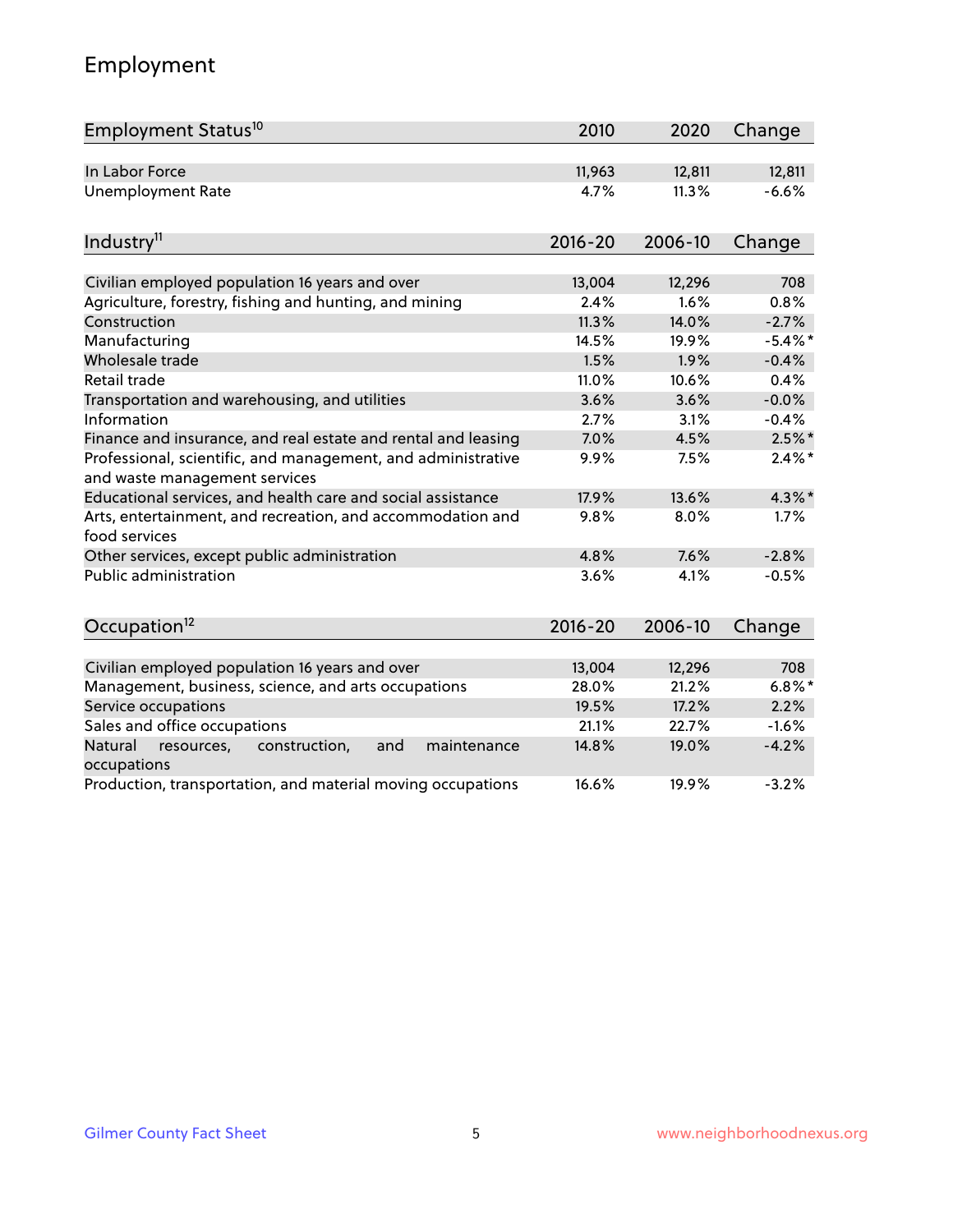# Employment

| Employment Status[10] | 2010 | 2020 | Change |
|---|---|---|---|
| In Labor Force | 11,963 | 12,811 | 12,811 |
| Unemployment Rate | 4.7% | 11.3% | -6.6% |

| Industry[11] | 2016-20 | 2006-10 | Change |
|---|---|---|---|
| Civilian employed population 16 years and over | 13,004 | 12,296 | 708 |
| Agriculture, forestry, fishing and hunting, and mining | 2.4% | 1.6% | 0.8% |
| Construction | 11.3% | 14.0% | -2.7% |
| Manufacturing | 14.5% | 19.9% | -5.4%* |
| Wholesale trade | 1.5% | 1.9% | -0.4% |
| Retail trade | 11.0% | 10.6% | 0.4% |
| Transportation and warehousing, and utilities | 3.6% | 3.6% | -0.0% |
| Information | 2.7% | 3.1% | -0.4% |
| Finance and insurance, and real estate and rental and leasing | 7.0% | 4.5% | 2.5%* |
| Professional, scientific, and management, and administrative and waste management services | 9.9% | 7.5% | 2.4%* |
| Educational services, and health care and social assistance | 17.9% | 13.6% | 4.3%* |
| Arts, entertainment, and recreation, and accommodation and food services | 9.8% | 8.0% | 1.7% |
| Other services, except public administration | 4.8% | 7.6% | -2.8% |
| Public administration | 3.6% | 4.1% | -0.5% |

| Occupation[12] | 2016-20 | 2006-10 | Change |
|---|---|---|---|
| Civilian employed population 16 years and over | 13,004 | 12,296 | 708 |
| Management, business, science, and arts occupations | 28.0% | 21.2% | 6.8%* |
| Service occupations | 19.5% | 17.2% | 2.2% |
| Sales and office occupations | 21.1% | 22.7% | -1.6% |
| Natural resources, construction, and maintenance occupations | 14.8% | 19.0% | -4.2% |
| Production, transportation, and material moving occupations | 16.6% | 19.9% | -3.2% |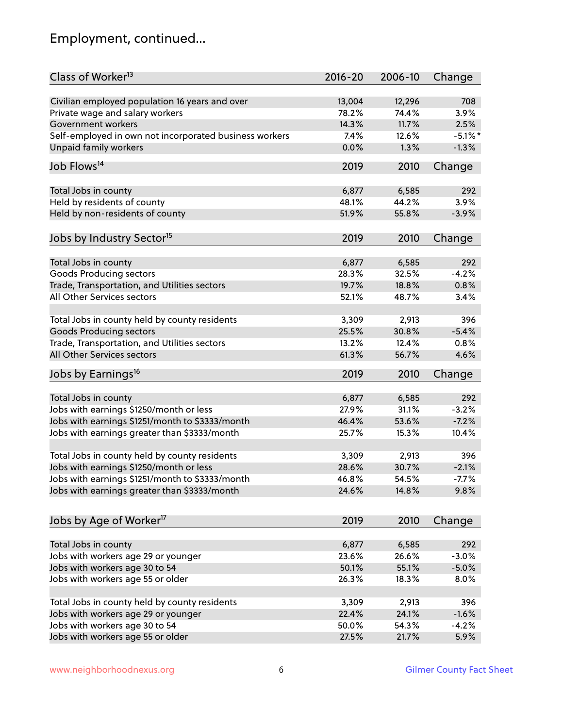# Employment, continued...

| Class of Worker[13] | 2016-20 | 2006-10 | Change |
|---|---|---|---|
| Civilian employed population 16 years and over | 13,004 | 12,296 | 708 |
| Private wage and salary workers | 78.2% | 74.4% | 3.9% |
| Government workers | 14.3% | 11.7% | 2.5% |
| Self-employed in own not incorporated business workers | 7.4% | 12.6% | -5.1%* |
| Unpaid family workers | 0.0% | 1.3% | -1.3% |

| Job Flows[14] | 2019 | 2010 | Change |
|---|---|---|---|
| Total Jobs in county | 6,877 | 6,585 | 292 |
| Held by residents of county | 48.1% | 44.2% | 3.9% |
| Held by non-residents of county | 51.9% | 55.8% | -3.9% |

| Jobs by Industry Sector[15] | 2019 | 2010 | Change |
|---|---|---|---|
| Total Jobs in county | 6,877 | 6,585 | 292 |
| Goods Producing sectors | 28.3% | 32.5% | -4.2% |
| Trade, Transportation, and Utilities sectors | 19.7% | 18.8% | 0.8% |
| All Other Services sectors | 52.1% | 48.7% | 3.4% |
| | | | |
| Total Jobs in county held by county residents | 3,309 | 2,913 | 396 |
| Goods Producing sectors | 25.5% | 30.8% | -5.4% |
| Trade, Transportation, and Utilities sectors | 13.2% | 12.4% | 0.8% |
| All Other Services sectors | 61.3% | 56.7% | 4.6% |

| Jobs by Earnings[16] | 2019 | 2010 | Change |
|---|---|---|---|
| Total Jobs in county | 6,877 | 6,585 | 292 |
| Jobs with earnings $1250/month or less | 27.9% | 31.1% | -3.2% |
| Jobs with earnings $1251/month to $3333/month | 46.4% | 53.6% | -7.2% |
| Jobs with earnings greater than $3333/month | 25.7% | 15.3% | 10.4% |
| | | | |
| Total Jobs in county held by county residents | 3,309 | 2,913 | 396 |
| Jobs with earnings $1250/month or less | 28.6% | 30.7% | -2.1% |
| Jobs with earnings $1251/month to $3333/month | 46.8% | 54.5% | -7.7% |
| Jobs with earnings greater than $3333/month | 24.6% | 14.8% | 9.8% |

| Jobs by Age of Worker[17] | 2019 | 2010 | Change |
|---|---|---|---|
| Total Jobs in county | 6,877 | 6,585 | 292 |
| Jobs with workers age 29 or younger | 23.6% | 26.6% | -3.0% |
| Jobs with workers age 30 to 54 | 50.1% | 55.1% | -5.0% |
| Jobs with workers age 55 or older | 26.3% | 18.3% | 8.0% |
| | | | |
| Total Jobs in county held by county residents | 3,309 | 2,913 | 396 |
| Jobs with workers age 29 or younger | 22.4% | 24.1% | -1.6% |
| Jobs with workers age 30 to 54 | 50.0% | 54.3% | -4.2% |
| Jobs with workers age 55 or older | 27.5% | 21.7% | 5.9% |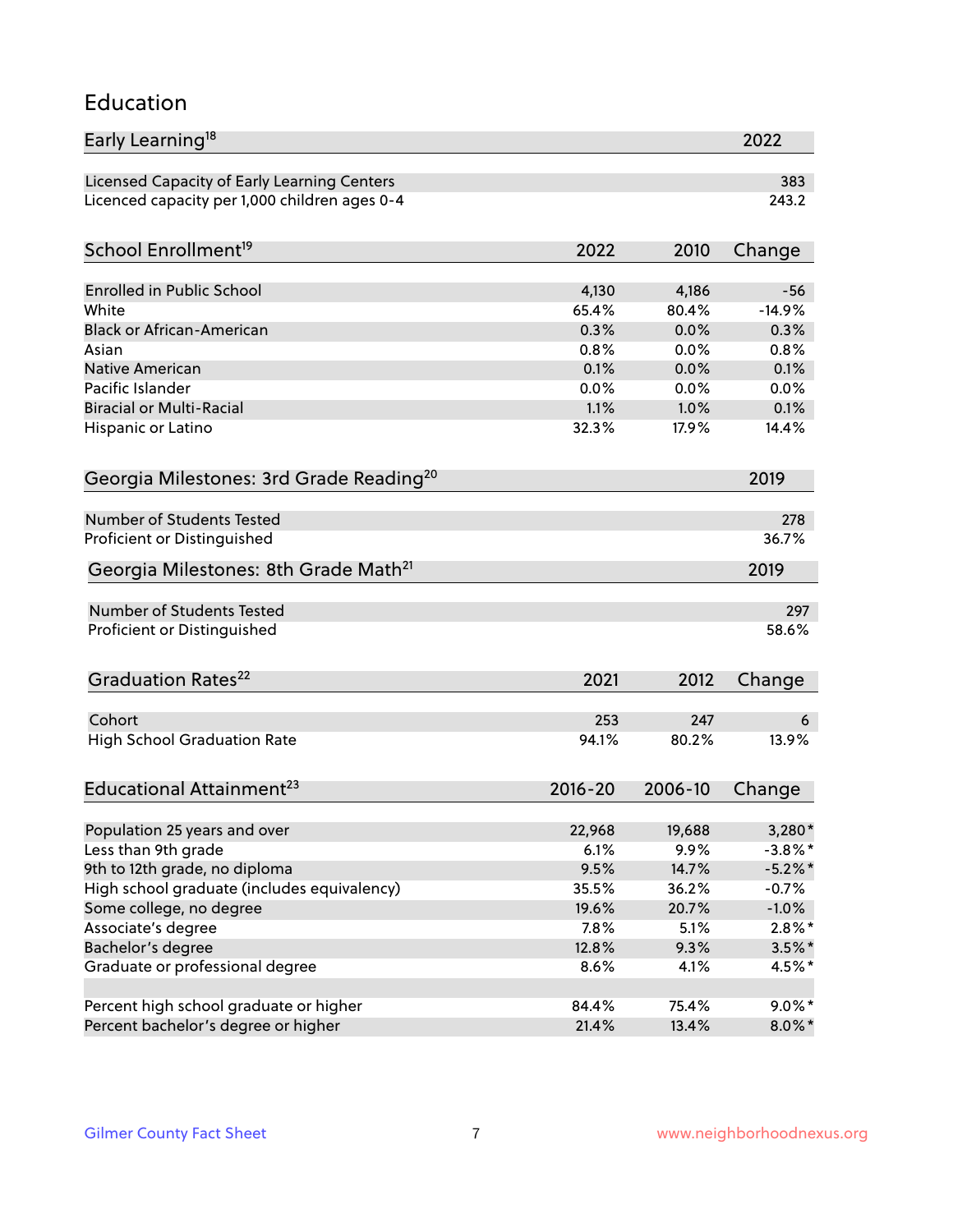# Education

| Early Learning[18] | 2022 |
|---|---|
| Licensed Capacity of Early Learning Centers | 383 |
| Licenced capacity per 1,000 children ages 0-4 | 243.2 |

| School Enrollment[19] | 2022 | 2010 | Change |
|---|---|---|---|
| Enrolled in Public School | 4,130 | 4,186 | -56 |
| White | 65.4% | 80.4% | -14.9% |
| Black or African-American | 0.3% | 0.0% | 0.3% |
| Asian | 0.8% | 0.0% | 0.8% |
| Native American | 0.1% | 0.0% | 0.1% |
| Pacific Islander | 0.0% | 0.0% | 0.0% |
| Biracial or Multi-Racial | 1.1% | 1.0% | 0.1% |
| Hispanic or Latino | 32.3% | 17.9% | 14.4% |

| Georgia Milestones: 3rd Grade Reading[20] | 2019 |
|---|---|
| Number of Students Tested | 278 |
| Proficient or Distinguished | 36.7% |

| Georgia Milestones: 8th Grade Math[21] | 2019 |
|---|---|
| Number of Students Tested | 297 |
| Proficient or Distinguished | 58.6% |

| Graduation Rates[22] | 2021 | 2012 | Change |
|---|---|---|---|
| Cohort | 253 | 247 | 6 |
| High School Graduation Rate | 94.1% | 80.2% | 13.9% |

| Educational Attainment[23] | 2016-20 | 2006-10 | Change |
|---|---|---|---|
| Population 25 years and over | 22,968 | 19,688 | 3,280* |
| Less than 9th grade | 6.1% | 9.9% | -3.8%* |
| 9th to 12th grade, no diploma | 9.5% | 14.7% | -5.2%* |
| High school graduate (includes equivalency) | 35.5% | 36.2% | -0.7% |
| Some college, no degree | 19.6% | 20.7% | -1.0% |
| Associate's degree | 7.8% | 5.1% | 2.8%* |
| Bachelor's degree | 12.8% | 9.3% | 3.5%* |
| Graduate or professional degree | 8.6% | 4.1% | 4.5%* |
| | | | |
| Percent high school graduate or higher | 84.4% | 75.4% | 9.0%* |
| Percent bachelor's degree or higher | 21.4% | 13.4% | 8.0%* |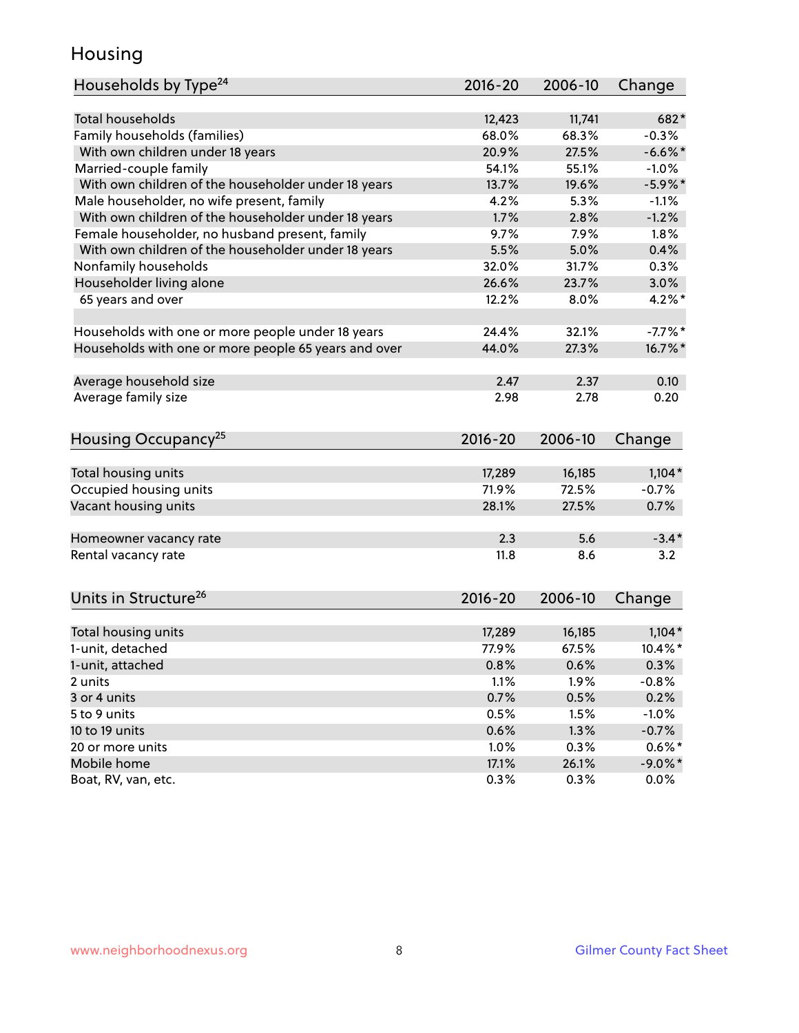# Housing

| Households by Type[24] | 2016-20 | 2006-10 | Change |
|---|---|---|---|
| Total households | 12,423 | 11,741 | 682* |
| Family households (families) | 68.0% | 68.3% | -0.3% |
| With own children under 18 years | 20.9% | 27.5% | -6.6%* |
| Married-couple family | 54.1% | 55.1% | -1.0% |
| With own children of the householder under 18 years | 13.7% | 19.6% | -5.9%* |
| Male householder, no wife present, family | 4.2% | 5.3% | -1.1% |
| With own children of the householder under 18 years | 1.7% | 2.8% | -1.2% |
| Female householder, no husband present, family | 9.7% | 7.9% | 1.8% |
| With own children of the householder under 18 years | 5.5% | 5.0% | 0.4% |
| Nonfamily households | 32.0% | 31.7% | 0.3% |
| Householder living alone | 26.6% | 23.7% | 3.0% |
| 65 years and over | 12.2% | 8.0% | 4.2%* |
| Households with one or more people under 18 years | 24.4% | 32.1% | -7.7%* |
| Households with one or more people 65 years and over | 44.0% | 27.3% | 16.7%* |
| Average household size | 2.47 | 2.37 | 0.10 |
| Average family size | 2.98 | 2.78 | 0.20 |

| Housing Occupancy[25] | 2016-20 | 2006-10 | Change |
|---|---|---|---|
| Total housing units | 17,289 | 16,185 | 1,104* |
| Occupied housing units | 71.9% | 72.5% | -0.7% |
| Vacant housing units | 28.1% | 27.5% | 0.7% |
| Homeowner vacancy rate | 2.3 | 5.6 | -3.4* |
| Rental vacancy rate | 11.8 | 8.6 | 3.2 |

| Units in Structure[26] | 2016-20 | 2006-10 | Change |
|---|---|---|---|
| Total housing units | 17,289 | 16,185 | 1,104* |
| 1-unit, detached | 77.9% | 67.5% | 10.4%* |
| 1-unit, attached | 0.8% | 0.6% | 0.3% |
| 2 units | 1.1% | 1.9% | -0.8% |
| 3 or 4 units | 0.7% | 0.5% | 0.2% |
| 5 to 9 units | 0.5% | 1.5% | -1.0% |
| 10 to 19 units | 0.6% | 1.3% | -0.7% |
| 20 or more units | 1.0% | 0.3% | 0.6%* |
| Mobile home | 17.1% | 26.1% | -9.0%* |
| Boat, RV, van, etc. | 0.3% | 0.3% | 0.0% |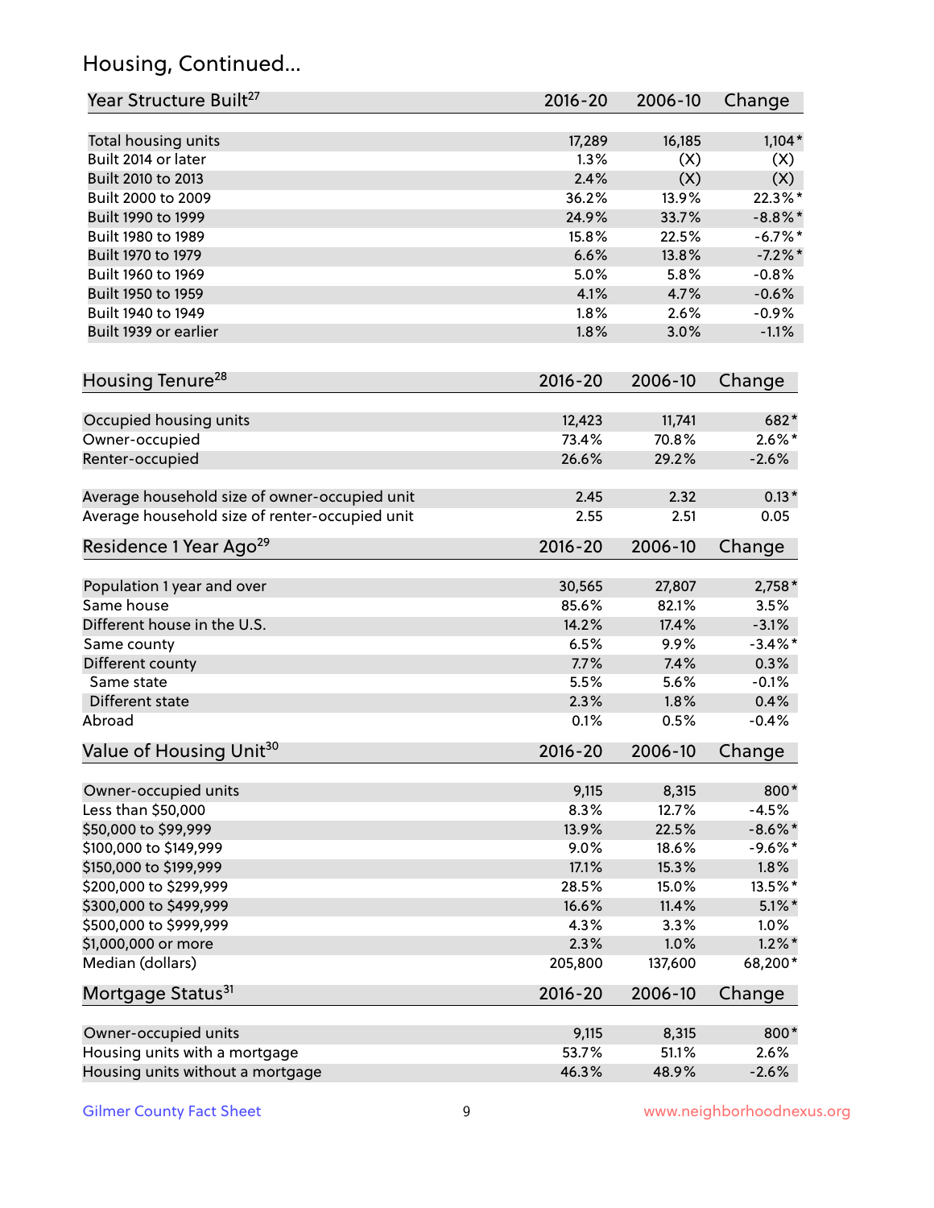## Housing, Continued...

| Year Structure Built[27] | 2016-20 | 2006-10 | Change |
|---|---|---|---|
| Total housing units | 17,289 | 16,185 | 1,104* |
| Built 2014 or later | 1.3% | (X) | (X) |
| Built 2010 to 2013 | 2.4% | (X) | (X) |
| Built 2000 to 2009 | 36.2% | 13.9% | 22.3%* |
| Built 1990 to 1999 | 24.9% | 33.7% | -8.8%* |
| Built 1980 to 1989 | 15.8% | 22.5% | -6.7%* |
| Built 1970 to 1979 | 6.6% | 13.8% | -7.2%* |
| Built 1960 to 1969 | 5.0% | 5.8% | -0.8% |
| Built 1950 to 1959 | 4.1% | 4.7% | -0.6% |
| Built 1940 to 1949 | 1.8% | 2.6% | -0.9% |
| Built 1939 or earlier | 1.8% | 3.0% | -1.1% |

| Housing Tenure[28] | 2016-20 | 2006-10 | Change |
|---|---|---|---|
| Occupied housing units | 12,423 | 11,741 | 682* |
| Owner-occupied | 73.4% | 70.8% | 2.6%* |
| Renter-occupied | 26.6% | 29.2% | -2.6% |
| Average household size of owner-occupied unit | 2.45 | 2.32 | 0.13* |
| Average household size of renter-occupied unit | 2.55 | 2.51 | 0.05 |

| Residence 1 Year Ago[29] | 2016-20 | 2006-10 | Change |
|---|---|---|---|
| Population 1 year and over | 30,565 | 27,807 | 2,758* |
| Same house | 85.6% | 82.1% | 3.5% |
| Different house in the U.S. | 14.2% | 17.4% | -3.1% |
| Same county | 6.5% | 9.9% | -3.4%* |
| Different county | 7.7% | 7.4% | 0.3% |
| Same state | 5.5% | 5.6% | -0.1% |
| Different state | 2.3% | 1.8% | 0.4% |
| Abroad | 0.1% | 0.5% | -0.4% |

| Value of Housing Unit[30] | 2016-20 | 2006-10 | Change |
|---|---|---|---|
| Owner-occupied units | 9,115 | 8,315 | 800* |
| Less than $50,000 | 8.3% | 12.7% | -4.5% |
| $50,000 to $99,999 | 13.9% | 22.5% | -8.6%* |
| $100,000 to $149,999 | 9.0% | 18.6% | -9.6%* |
| $150,000 to $199,999 | 17.1% | 15.3% | 1.8% |
| $200,000 to $299,999 | 28.5% | 15.0% | 13.5%* |
| $300,000 to $499,999 | 16.6% | 11.4% | 5.1%* |
| $500,000 to $999,999 | 4.3% | 3.3% | 1.0% |
| $1,000,000 or more | 2.3% | 1.0% | 1.2%* |
| Median (dollars) | 205,800 | 137,600 | 68,200* |

| Mortgage Status[31] | 2016-20 | 2006-10 | Change |
|---|---|---|---|
| Owner-occupied units | 9,115 | 8,315 | 800* |
| Housing units with a mortgage | 53.7% | 51.1% | 2.6% |
| Housing units without a mortgage | 46.3% | 48.9% | -2.6% |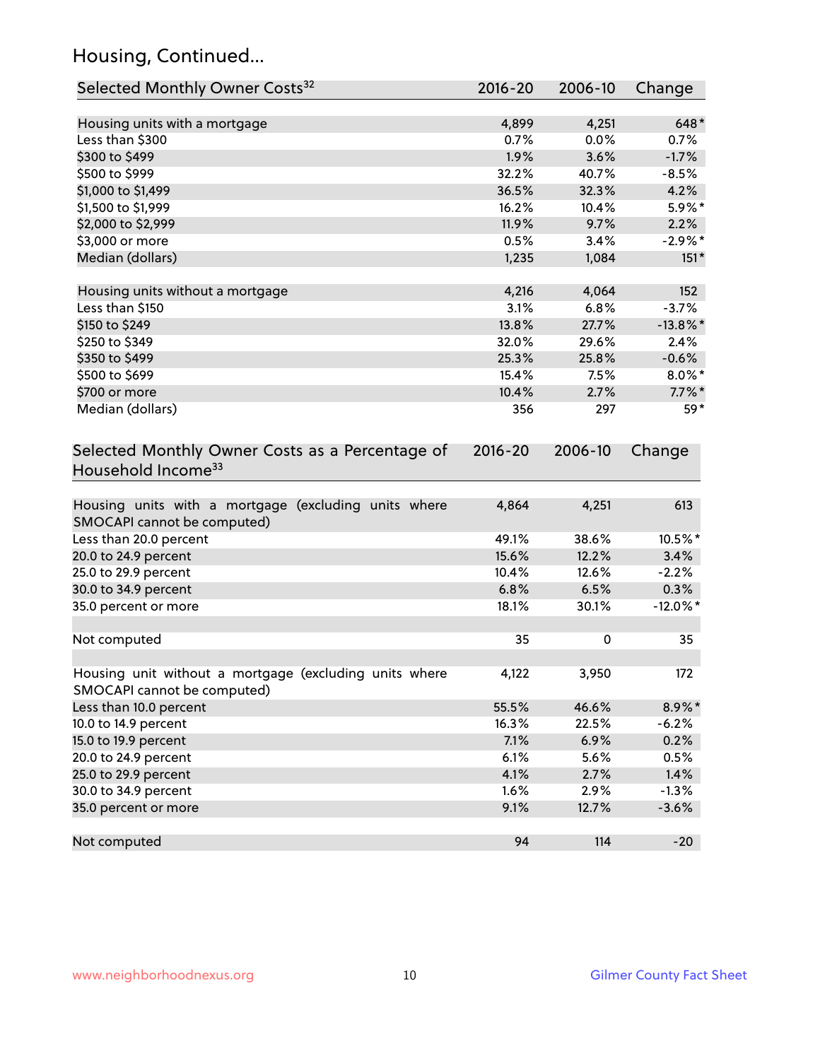## Housing, Continued...

| Selected Monthly Owner Costs[32] | 2016-20 | 2006-10 | Change |
|---|---|---|---|
| Housing units with a mortgage | 4,899 | 4,251 | 648* |
| Less than $300 | 0.7% | 0.0% | 0.7% |
| $300 to $499 | 1.9% | 3.6% | -1.7% |
| $500 to $999 | 32.2% | 40.7% | -8.5% |
| $1,000 to $1,499 | 36.5% | 32.3% | 4.2% |
| $1,500 to $1,999 | 16.2% | 10.4% | 5.9%* |
| $2,000 to $2,999 | 11.9% | 9.7% | 2.2% |
| $3,000 or more | 0.5% | 3.4% | -2.9%* |
| Median (dollars) | 1,235 | 1,084 | 151* |
| | | | |
| Housing units without a mortgage | 4,216 | 4,064 | 152 |
| Less than $150 | 3.1% | 6.8% | -3.7% |
| $150 to $249 | 13.8% | 27.7% | -13.8%* |
| $250 to $349 | 32.0% | 29.6% | 2.4% |
| $350 to $499 | 25.3% | 25.8% | -0.6% |
| $500 to $699 | 15.4% | 7.5% | 8.0%* |
| $700 or more | 10.4% | 2.7% | 7.7%* |
| Median (dollars) | 356 | 297 | 59* |

| Selected Monthly Owner Costs as a Percentage of Household Income[33] | 2016-20 | 2006-10 | Change |
|---|---|---|---|
| Housing units with a mortgage (excluding units where SMOCAPI cannot be computed) | 4,864 | 4,251 | 613 |
| Less than 20.0 percent | 49.1% | 38.6% | 10.5%* |
| 20.0 to 24.9 percent | 15.6% | 12.2% | 3.4% |
| 25.0 to 29.9 percent | 10.4% | 12.6% | -2.2% |
| 30.0 to 34.9 percent | 6.8% | 6.5% | 0.3% |
| 35.0 percent or more | 18.1% | 30.1% | -12.0%* |
| | | | |
| Not computed | 35 | 0 | 35 |
| | | | |
| Housing unit without a mortgage (excluding units where SMOCAPI cannot be computed) | 4,122 | 3,950 | 172 |
| Less than 10.0 percent | 55.5% | 46.6% | 8.9%* |
| 10.0 to 14.9 percent | 16.3% | 22.5% | -6.2% |
| 15.0 to 19.9 percent | 7.1% | 6.9% | 0.2% |
| 20.0 to 24.9 percent | 6.1% | 5.6% | 0.5% |
| 25.0 to 29.9 percent | 4.1% | 2.7% | 1.4% |
| 30.0 to 34.9 percent | 1.6% | 2.9% | -1.3% |
| 35.0 percent or more | 9.1% | 12.7% | -3.6% |
| | | | |
| Not computed | 94 | 114 | -20 |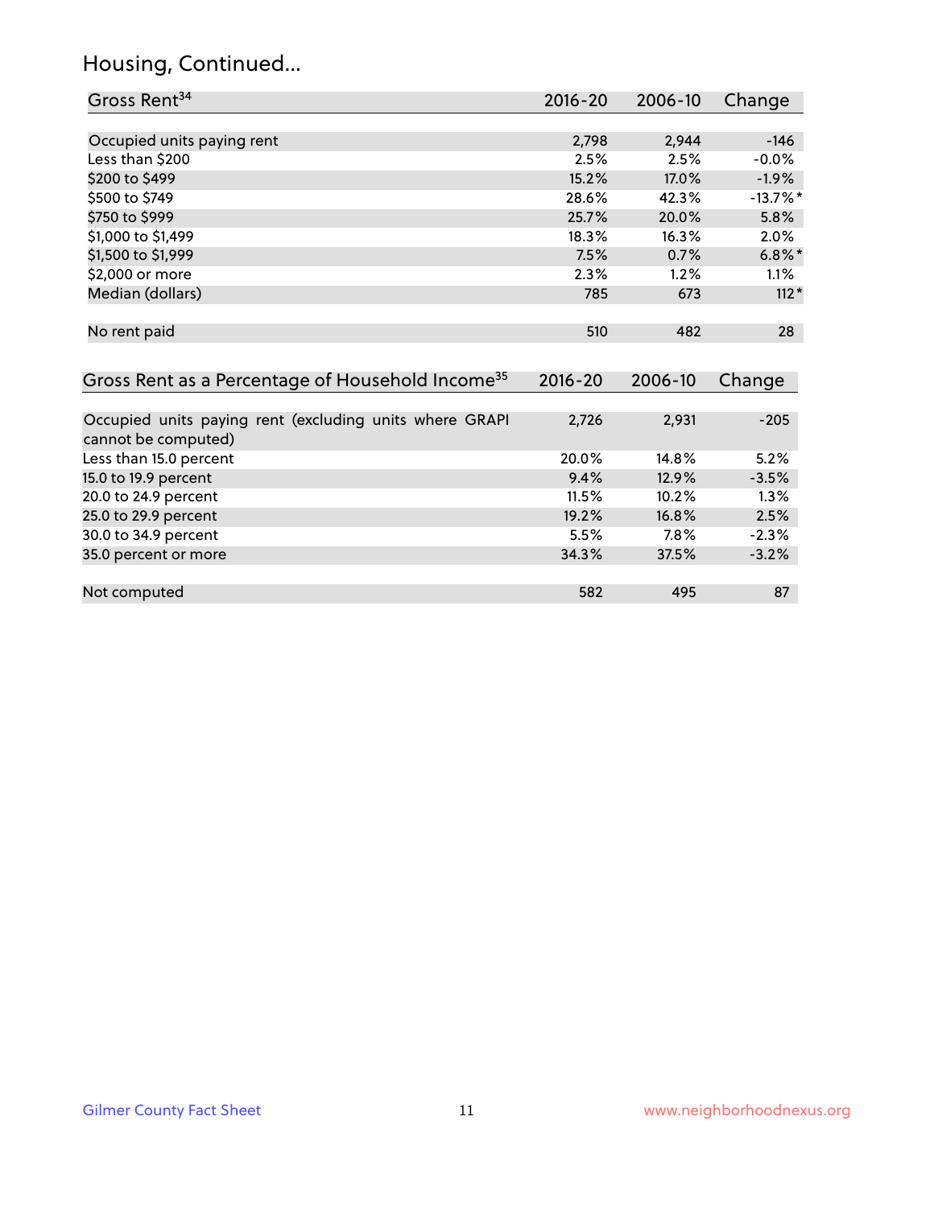## Housing, Continued...

| Gross Rent[34] | 2016-20 | 2006-10 | Change |
|---|---|---|---|
| Occupied units paying rent | 2,798 | 2,944 | -146 |
| Less than $200 | 2.5% | 2.5% | -0.0% |
| $200 to $499 | 15.2% | 17.0% | -1.9% |
| $500 to $749 | 28.6% | 42.3% | -13.7%* |
| $750 to $999 | 25.7% | 20.0% | 5.8% |
| $1,000 to $1,499 | 18.3% | 16.3% | 2.0% |
| $1,500 to $1,999 | 7.5% | 0.7% | 6.8%* |
| $2,000 or more | 2.3% | 1.2% | 1.1% |
| Median (dollars) | 785 | 673 | 112* |
| No rent paid | 510 | 482 | 28 |

| Gross Rent as a Percentage of Household Income[35] | 2016-20 | 2006-10 | Change |
|---|---|---|---|
| Occupied units paying rent (excluding units where GRAPI cannot be computed) | 2,726 | 2,931 | -205 |
| Less than 15.0 percent | 20.0% | 14.8% | 5.2% |
| 15.0 to 19.9 percent | 9.4% | 12.9% | -3.5% |
| 20.0 to 24.9 percent | 11.5% | 10.2% | 1.3% |
| 25.0 to 29.9 percent | 19.2% | 16.8% | 2.5% |
| 30.0 to 34.9 percent | 5.5% | 7.8% | -2.3% |
| 35.0 percent or more | 34.3% | 37.5% | -3.2% |
| Not computed | 582 | 495 | 87 |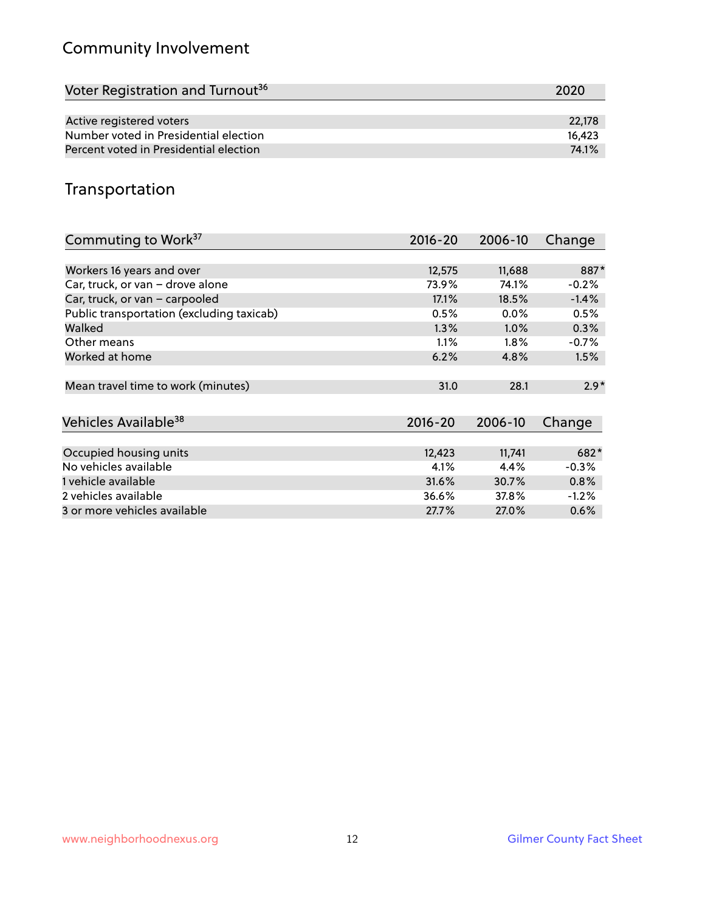## Community Involvement

| Voter Registration and Turnout[36] | 2020 |
|---|---|
| Active registered voters | 22,178 |
| Number voted in Presidential election | 16,423 |
| Percent voted in Presidential election | 74.1% |

## Transportation

| Commuting to Work[37] | 2016-20 | 2006-10 | Change |
|---|---|---|---|
| Workers 16 years and over | 12,575 | 11,688 | 887* |
| Car, truck, or van – drove alone | 73.9% | 74.1% | -0.2% |
| Car, truck, or van – carpooled | 17.1% | 18.5% | -1.4% |
| Public transportation (excluding taxicab) | 0.5% | 0.0% | 0.5% |
| Walked | 1.3% | 1.0% | 0.3% |
| Other means | 1.1% | 1.8% | -0.7% |
| Worked at home | 6.2% | 4.8% | 1.5% |
| Mean travel time to work (minutes) | 31.0 | 28.1 | 2.9* |

| Vehicles Available[38] | 2016-20 | 2006-10 | Change |
|---|---|---|---|
| Occupied housing units | 12,423 | 11,741 | 682* |
| No vehicles available | 4.1% | 4.4% | -0.3% |
| 1 vehicle available | 31.6% | 30.7% | 0.8% |
| 2 vehicles available | 36.6% | 37.8% | -1.2% |
| 3 or more vehicles available | 27.7% | 27.0% | 0.6% |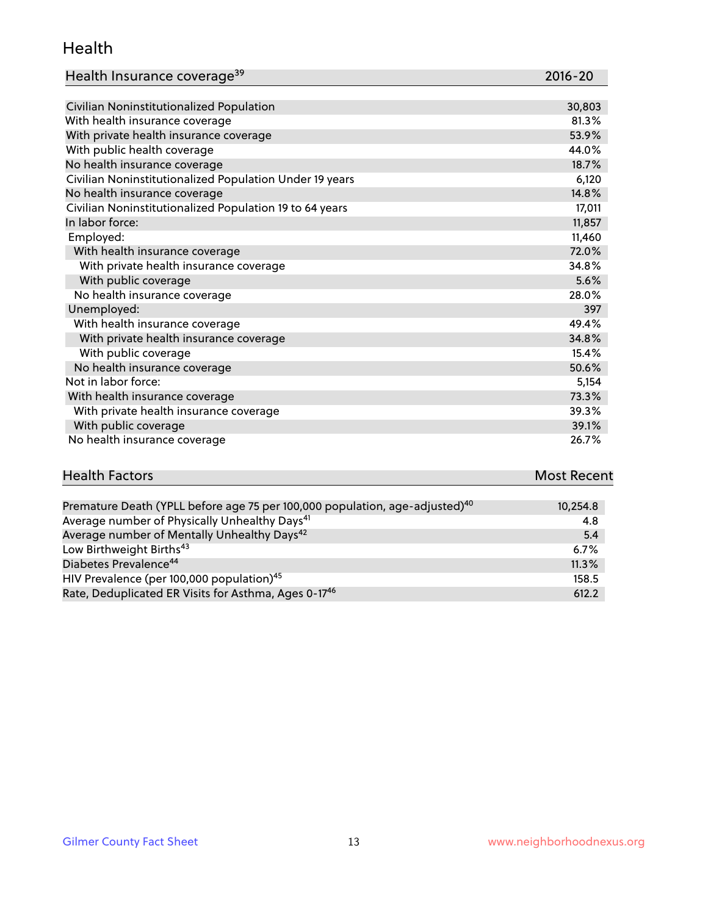## Health

| Health Insurance coverage[39] | 2016-20 |
| --- | --- |
| Civilian Noninstitutionalized Population | 30,803 |
| With health insurance coverage | 81.3% |
| With private health insurance coverage | 53.9% |
| With public health coverage | 44.0% |
| No health insurance coverage | 18.7% |
| Civilian Noninstitutionalized Population Under 19 years | 6,120 |
| No health insurance coverage | 14.8% |
| Civilian Noninstitutionalized Population 19 to 64 years | 17,011 |
| In labor force: | 11,857 |
| Employed: | 11,460 |
| With health insurance coverage | 72.0% |
| With private health insurance coverage | 34.8% |
| With public coverage | 5.6% |
| No health insurance coverage | 28.0% |
| Unemployed: | 397 |
| With health insurance coverage | 49.4% |
| With private health insurance coverage | 34.8% |
| With public coverage | 15.4% |
| No health insurance coverage | 50.6% |
| Not in labor force: | 5,154 |
| With health insurance coverage | 73.3% |
| With private health insurance coverage | 39.3% |
| With public coverage | 39.1% |
| No health insurance coverage | 26.7% |

| Health Factors | Most Recent |
| --- | --- |
| Premature Death (YPLL before age 75 per 100,000 population, age-adjusted)[40] | 10,254.8 |
| Average number of Physically Unhealthy Days[41] | 4.8 |
| Average number of Mentally Unhealthy Days[42] | 5.4 |
| Low Birthweight Births[43] | 6.7% |
| Diabetes Prevalence[44] | 11.3% |
| HIV Prevalence (per 100,000 population)[45] | 158.5 |
| Rate, Deduplicated ER Visits for Asthma, Ages 0-17[46] | 612.2 |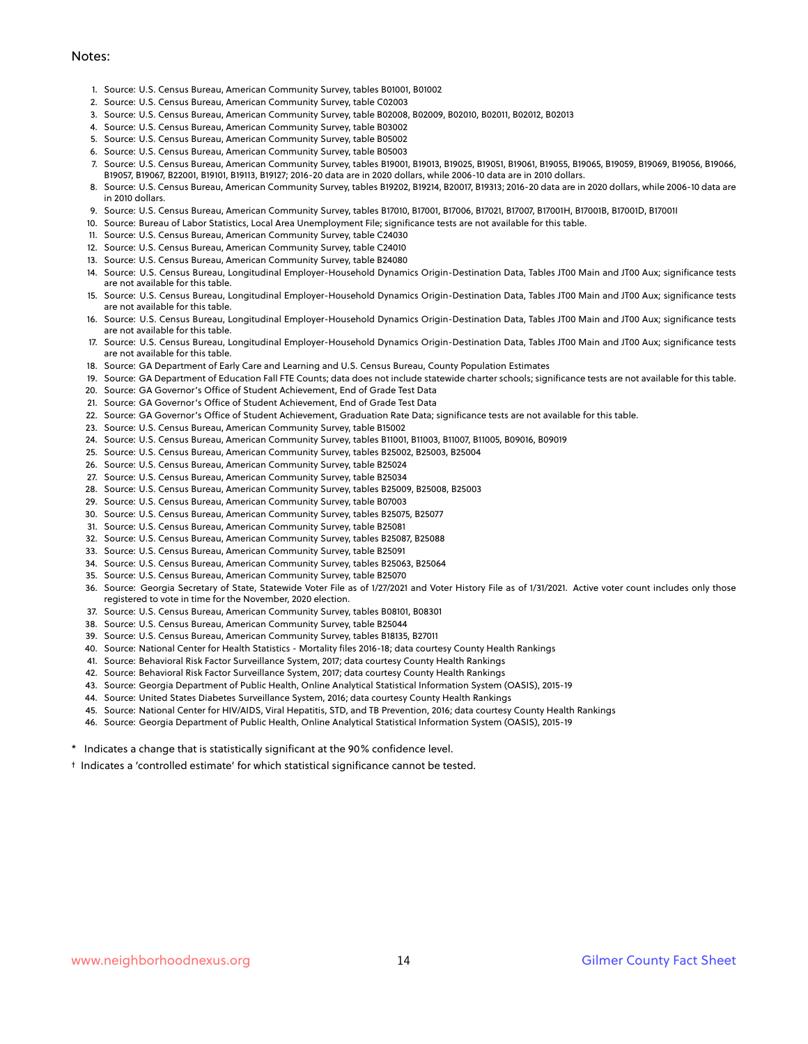Notes:

1. Source: U.S. Census Bureau, American Community Survey, tables B01001, B01002
2. Source: U.S. Census Bureau, American Community Survey, table C02003
3. Source: U.S. Census Bureau, American Community Survey, table B02008, B02009, B02010, B02011, B02012, B02013
4. Source: U.S. Census Bureau, American Community Survey, table B03002
5. Source: U.S. Census Bureau, American Community Survey, table B05002
6. Source: U.S. Census Bureau, American Community Survey, table B05003
7. Source: U.S. Census Bureau, American Community Survey, tables B19001, B19013, B19025, B19051, B19061, B19055, B19065, B19059, B19069, B19056, B19066, B19057, B19067, B22001, B19101, B19113, B19127; 2016-20 data are in 2020 dollars, while 2006-10 data are in 2010 dollars.
8. Source: U.S. Census Bureau, American Community Survey, tables B19202, B19214, B20017, B19313; 2016-20 data are in 2020 dollars, while 2006-10 data are in 2010 dollars.
9. Source: U.S. Census Bureau, American Community Survey, tables B17010, B17001, B17006, B17021, B17007, B17001H, B17001B, B17001D, B17001I
10. Source: Bureau of Labor Statistics, Local Area Unemployment File; significance tests are not available for this table.
11. Source: U.S. Census Bureau, American Community Survey, table C24030
12. Source: U.S. Census Bureau, American Community Survey, table C24010
13. Source: U.S. Census Bureau, American Community Survey, table B24080
14. Source: U.S. Census Bureau, Longitudinal Employer-Household Dynamics Origin-Destination Data, Tables JT00 Main and JT00 Aux; significance tests are not available for this table.
15. Source: U.S. Census Bureau, Longitudinal Employer-Household Dynamics Origin-Destination Data, Tables JT00 Main and JT00 Aux; significance tests are not available for this table.
16. Source: U.S. Census Bureau, Longitudinal Employer-Household Dynamics Origin-Destination Data, Tables JT00 Main and JT00 Aux; significance tests are not available for this table.
17. Source: U.S. Census Bureau, Longitudinal Employer-Household Dynamics Origin-Destination Data, Tables JT00 Main and JT00 Aux; significance tests are not available for this table.
18. Source: GA Department of Early Care and Learning and U.S. Census Bureau, County Population Estimates
19. Source: GA Department of Education Fall FTE Counts; data does not include statewide charter schools; significance tests are not available for this table.
20. Source: GA Governor's Office of Student Achievement, End of Grade Test Data
21. Source: GA Governor's Office of Student Achievement, End of Grade Test Data
22. Source: GA Governor's Office of Student Achievement, Graduation Rate Data; significance tests are not available for this table.
23. Source: U.S. Census Bureau, American Community Survey, table B15002
24. Source: U.S. Census Bureau, American Community Survey, tables B11001, B11003, B11007, B11005, B09016, B09019
25. Source: U.S. Census Bureau, American Community Survey, tables B25002, B25003, B25004
26. Source: U.S. Census Bureau, American Community Survey, table B25024
27. Source: U.S. Census Bureau, American Community Survey, table B25034
28. Source: U.S. Census Bureau, American Community Survey, tables B25009, B25008, B25003
29. Source: U.S. Census Bureau, American Community Survey, table B07003
30. Source: U.S. Census Bureau, American Community Survey, tables B25075, B25077
31. Source: U.S. Census Bureau, American Community Survey, table B25081
32. Source: U.S. Census Bureau, American Community Survey, tables B25087, B25088
33. Source: U.S. Census Bureau, American Community Survey, table B25091
34. Source: U.S. Census Bureau, American Community Survey, tables B25063, B25064
35. Source: U.S. Census Bureau, American Community Survey, table B25070
36. Source: Georgia Secretary of State, Statewide Voter File as of 1/27/2021 and Voter History File as of 1/31/2021. Active voter count includes only those registered to vote in time for the November, 2020 election.
37. Source: U.S. Census Bureau, American Community Survey, tables B08101, B08301
38. Source: U.S. Census Bureau, American Community Survey, table B25044
39. Source: U.S. Census Bureau, American Community Survey, tables B18135, B27011
40. Source: National Center for Health Statistics - Mortality files 2016-18; data courtesy County Health Rankings
41. Source: Behavioral Risk Factor Surveillance System, 2017; data courtesy County Health Rankings
42. Source: Behavioral Risk Factor Surveillance System, 2017; data courtesy County Health Rankings
43. Source: Georgia Department of Public Health, Online Analytical Statistical Information System (OASIS), 2015-19
44. Source: United States Diabetes Surveillance System, 2016; data courtesy County Health Rankings
45. Source: National Center for HIV/AIDS, Viral Hepatitis, STD, and TB Prevention, 2016; data courtesy County Health Rankings
46. Source: Georgia Department of Public Health, Online Analytical Statistical Information System (OASIS), 2015-19

\* Indicates a change that is statistically significant at the 90% confidence level.

† Indicates a 'controlled estimate' for which statistical significance cannot be tested.